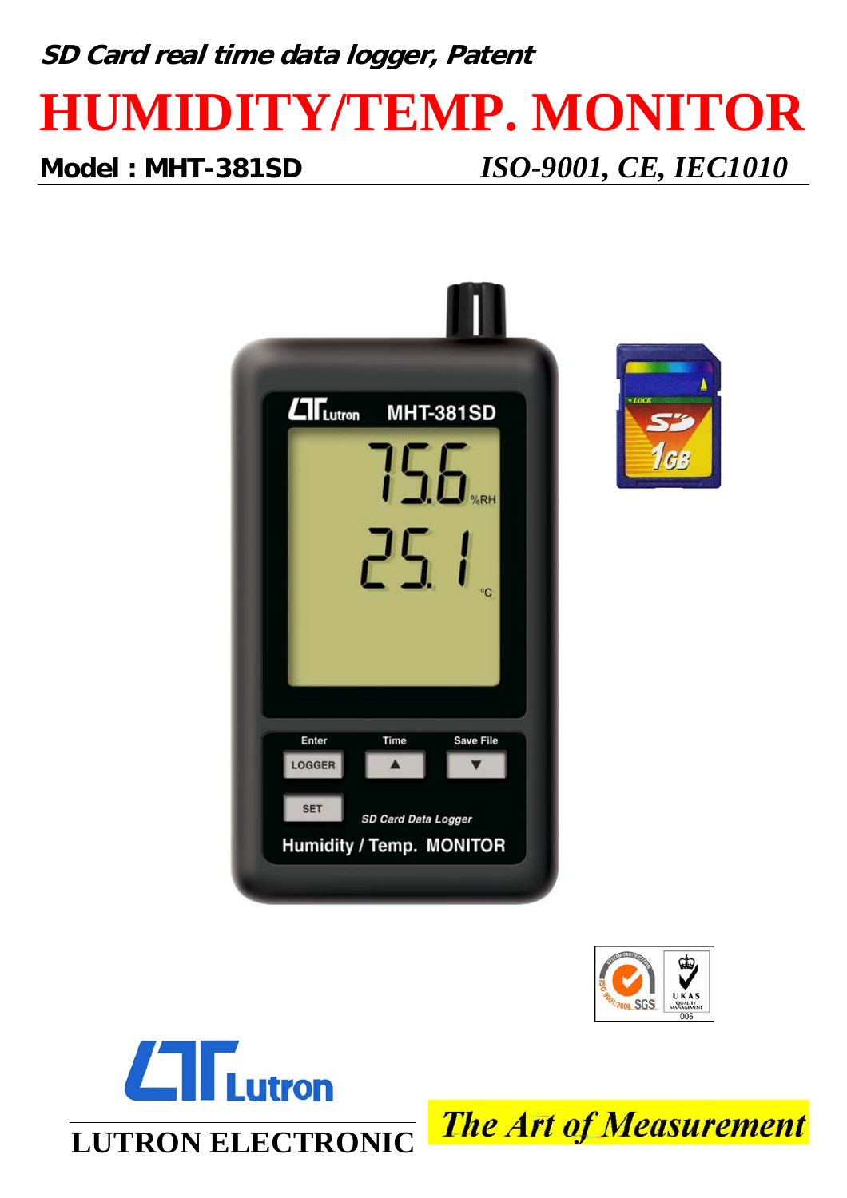***SD Card real time data logger, Patent***

# HUMIDITY/TEMP. MONITOR

**Model : MHT-381SD** *ISO-9001, CE, IEC1010*

**LUTRON ELECTRONIC**

*The Art of Measurement*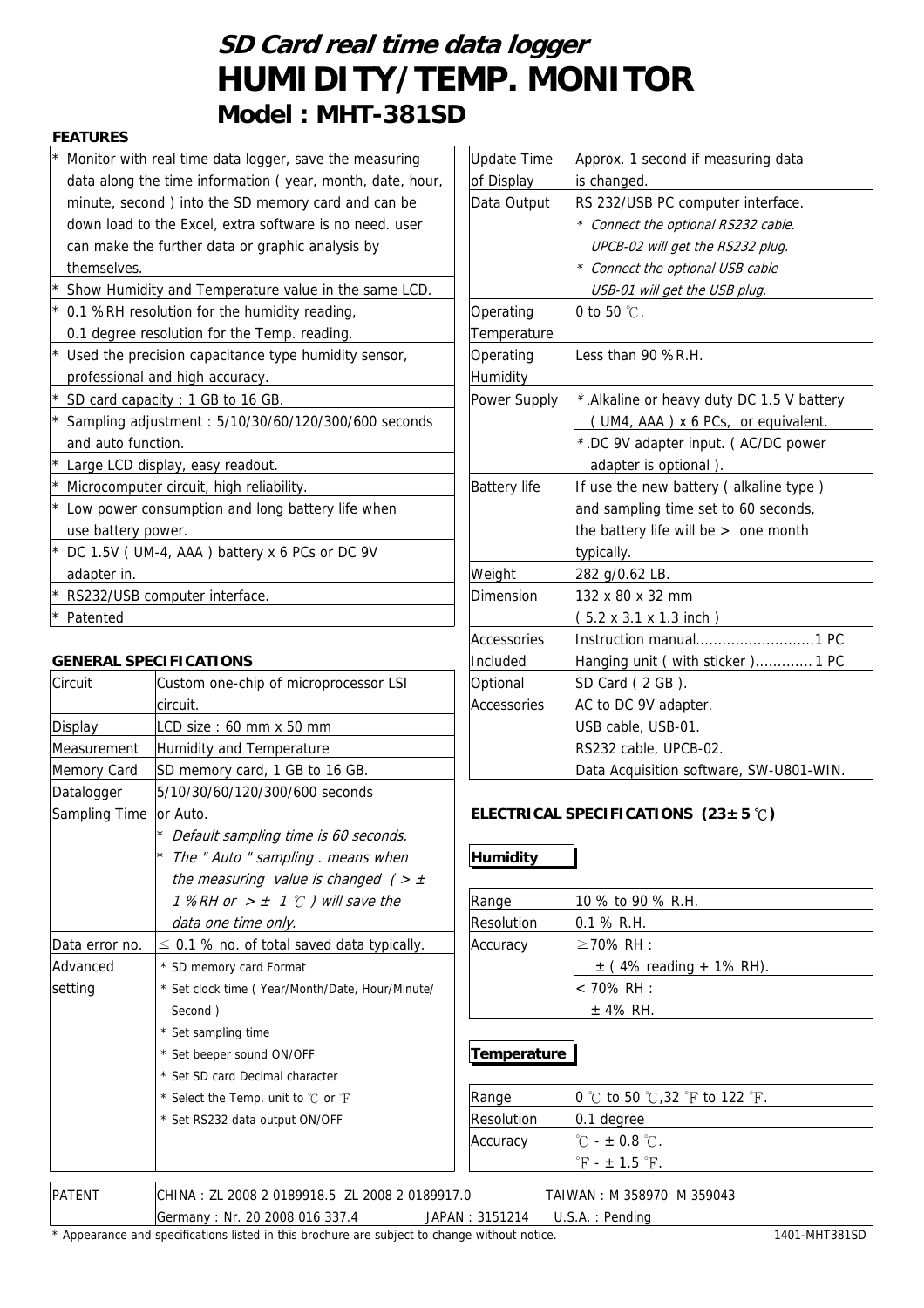# SD Card real time data logger
# HUMIDITY/TEMP. MONITOR
## Model : MHT-381SD

### FEATURES

- * Monitor with real time data logger, save the measuring data along the time information ( year, month, date, hour, minute, second ) into the SD memory card and can be down load to the Excel, extra software is no need. user can make the further data or graphic analysis by themselves.
- * Show Humidity and Temperature value in the same LCD.
- * 0.1 % RH resolution for the humidity reading, 0.1 degree resolution for the Temp. reading.
- * Used the precision capacitance type humidity sensor, professional and high accuracy.
- * SD card capacity : 1 GB to 16 GB.
- * Sampling adjustment : 5/10/30/60/120/300/600 seconds and auto function.
- * Large LCD display, easy readout.
- * Microcomputer circuit, high reliability.
- * Low power consumption and long battery life when use battery power.
- * DC 1.5V ( UM-4, AAA ) battery x 6 PCs or DC 9V adapter in.
- * RS232/USB computer interface.
- * Patented

### GENERAL SPECIFICATIONS

| | |
|---|---|
| Circuit | Custom one-chip of microprocessor LSI circuit. |
| Display | LCD size : 60 mm x 50 mm |
| Measurement | Humidity and Temperature |
| Memory Card | SD memory card, 1 GB to 16 GB. |
| Datalogger Sampling Time | 5/10/30/60/120/300/600 seconds or Auto.<br>* *Default sampling time is 60 seconds.*<br>* *The " Auto " sampling . means when the measuring value is changed ( > ± 1 % RH or > ± 1 ℃ ) will save the data one time only.* |
| Data error no. | ≦ 0.1 % no. of total saved data typically. |
| Advanced setting | * SD memory card Format<br>* Set clock time ( Year/Month/Date, Hour/Minute/ Second )<br>* Set sampling time<br>* Set beeper sound ON/OFF<br>* Set SD card Decimal character<br>* Select the Temp. unit to ℃ or ℉<br>* Set RS232 data output ON/OFF |
| Update Time of Display | Approx. 1 second if measuring data is changed. |
| Data Output | RS 232/USB PC computer interface.<br>* *Connect the optional RS232 cable. UPCB-02 will get the RS232 plug.*<br>* *Connect the optional USB cable USB-01 will get the USB plug.* |
| Operating Temperature | 0 to 50 ℃. |
| Operating Humidity | Less than 90 % R.H. |
| Power Supply | * Alkaline or heavy duty DC 1.5 V battery ( UM4, AAA ) x 6 PCs, or equivalent.<br>* DC 9V adapter input. ( AC/DC power adapter is optional ). |
| Battery life | If use the new battery ( alkaline type ) and sampling time set to 60 seconds, the battery life will be > one month typically. |
| Weight | 282 g/0.62 LB. |
| Dimension | 132 x 80 x 32 mm<br>( 5.2 x 3.1 x 1.3 inch ) |
| Accessories Included | Instruction manual...........................1 PC<br>Hanging unit ( with sticker )............. 1 PC |
| Optional Accessories | SD Card ( 2 GB ).<br>AC to DC 9V adapter.<br>USB cable, USB-01.<br>RS232 cable, UPCB-02.<br>Data Acquisition software, SW-U801-WIN. |

### ELECTRICAL SPECIFICATIONS (23± 5 ℃)

**Humidity**

| | |
|---|---|
| Range | 10 % to 90 % R.H. |
| Resolution | 0.1 % R.H. |
| Accuracy | ≧70% RH :<br>± ( 4% reading + 1% RH).<br>< 70% RH :<br>± 4% RH. |

**Temperature**

| | |
|---|---|
| Range | 0 ℃ to 50 ℃,32 ℉ to 122 ℉. |
| Resolution | 0.1 degree |
| Accuracy | ℃ - ± 0.8 ℃.<br>℉ - ± 1.5 ℉. |

| | |
|---|---|
| PATENT | CHINA : ZL 2008 2 0189918.5 ZL 2008 2 0189917.0 TAIWAN : M 358970 M 359043<br>Germany : Nr. 20 2008 016 337.4 JAPAN : 3151214 U.S.A. : Pending |

* Appearance and specifications listed in this brochure are subject to change without notice.

1401-MHT381SD